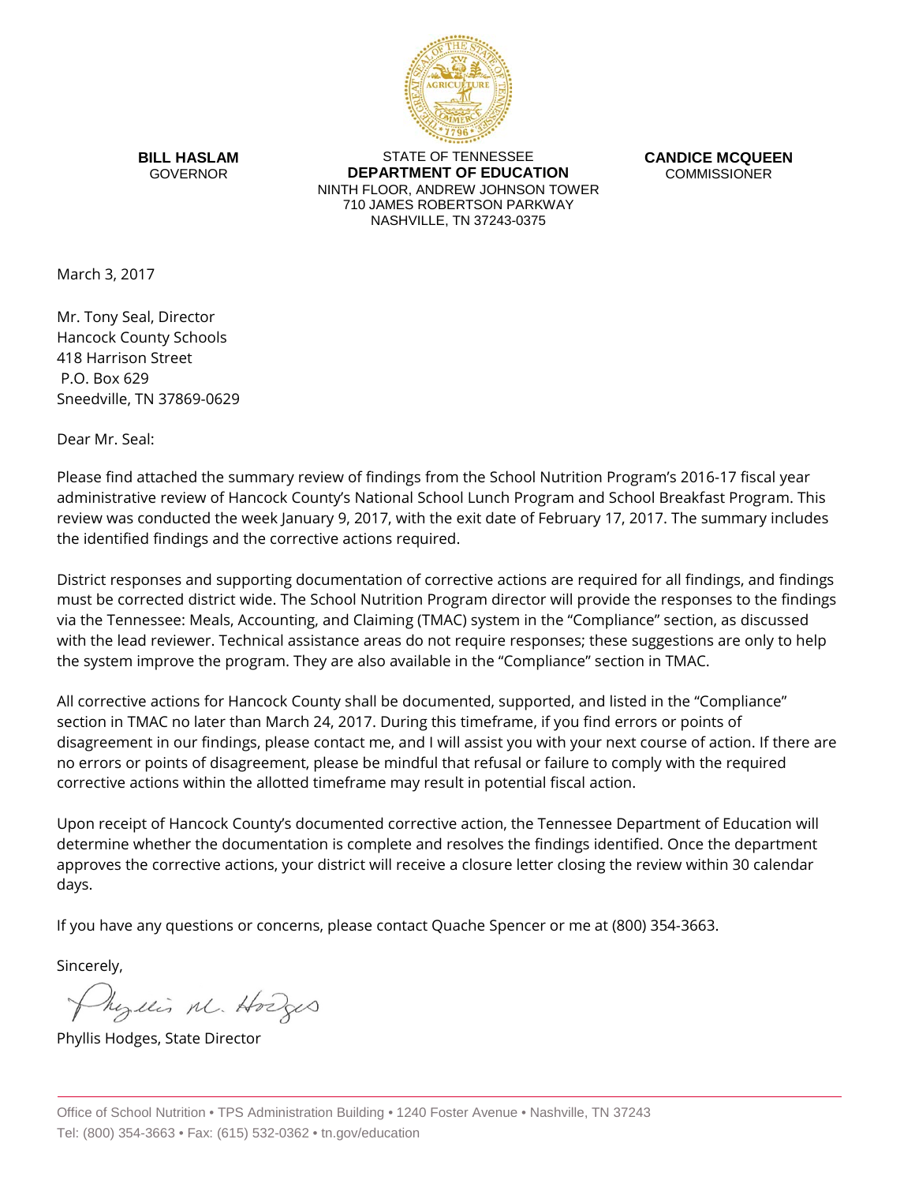**BILL HASLAM**
GOVERNOR

STATE OF TENNESSEE
**DEPARTMENT OF EDUCATION**
NINTH FLOOR, ANDREW JOHNSON TOWER
710 JAMES ROBERTSON PARKWAY
NASHVILLE, TN 37243-0375

**CANDICE MCQUEEN**
COMMISSIONER

March 3, 2017

Mr. Tony Seal, Director
Hancock County Schools
418 Harrison Street
P.O. Box 629
Sneedville, TN 37869-0629

Dear Mr. Seal:

Please find attached the summary review of findings from the School Nutrition Program's 2016-17 fiscal year administrative review of Hancock County's National School Lunch Program and School Breakfast Program. This review was conducted the week January 9, 2017, with the exit date of February 17, 2017. The summary includes the identified findings and the corrective actions required.

District responses and supporting documentation of corrective actions are required for all findings, and findings must be corrected district wide. The School Nutrition Program director will provide the responses to the findings via the Tennessee: Meals, Accounting, and Claiming (TMAC) system in the "Compliance" section, as discussed with the lead reviewer. Technical assistance areas do not require responses; these suggestions are only to help the system improve the program. They are also available in the "Compliance" section in TMAC.

All corrective actions for Hancock County shall be documented, supported, and listed in the "Compliance" section in TMAC no later than March 24, 2017. During this timeframe, if you find errors or points of disagreement in our findings, please contact me, and I will assist you with your next course of action. If there are no errors or points of disagreement, please be mindful that refusal or failure to comply with the required corrective actions within the allotted timeframe may result in potential fiscal action.

Upon receipt of Hancock County's documented corrective action, the Tennessee Department of Education will determine whether the documentation is complete and resolves the findings identified. Once the department approves the corrective actions, your district will receive a closure letter closing the review within 30 calendar days.

If you have any questions or concerns, please contact Quache Spencer or me at (800) 354-3663.

Sincerely,

Phyllis M. Hodges

Phyllis Hodges, State Director

Office of School Nutrition • TPS Administration Building • 1240 Foster Avenue • Nashville, TN 37243
Tel: (800) 354-3663 • Fax: (615) 532-0362 • tn.gov/education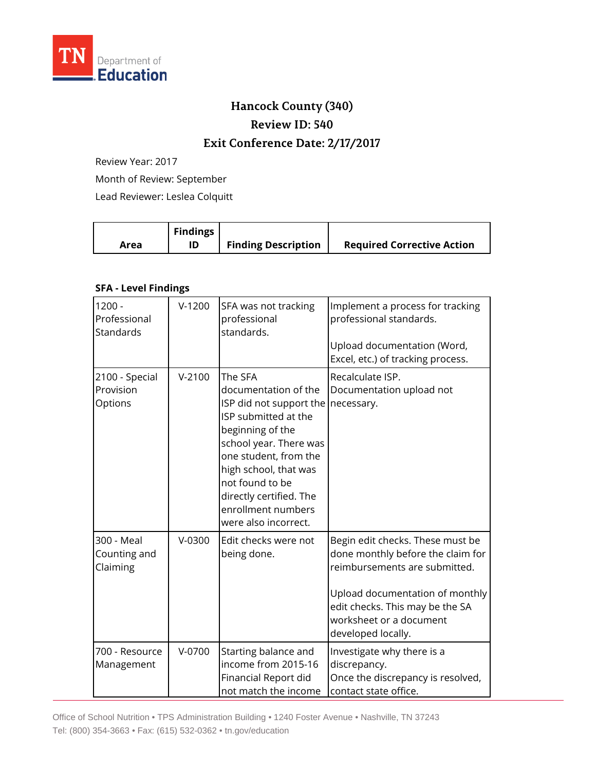# Hancock County (340)

## Review ID: 540

## Exit Conference Date: 2/17/2017

Review Year: 2017

Month of Review: September

Lead Reviewer: Leslea Colquitt

| Area | Findings ID | Finding Description | Required Corrective Action |
|---|---|---|---|
| **SFA - Level Findings** | | | |
| 1200 - Professional Standards | V-1200 | SFA was not tracking professional standards. | Implement a process for tracking professional standards.<br><br>Upload documentation (Word, Excel, etc.) of tracking process. |
| 2100 - Special Provision Options | V-2100 | The SFA documentation of the ISP did not support the ISP submitted at the beginning of the school year. There was one student, from the high school, that was not found to be directly certified. The enrollment numbers were also incorrect. | Recalculate ISP. Documentation upload not necessary. |
| 300 - Meal Counting and Claiming | V-0300 | Edit checks were not being done. | Begin edit checks. These must be done monthly before the claim for reimbursements are submitted.<br><br>Upload documentation of monthly edit checks. This may be the SA worksheet or a document developed locally. |
| 700 - Resource Management | V-0700 | Starting balance and income from 2015-16 Financial Report did not match the income | Investigate why there is a discrepancy. Once the discrepancy is resolved, contact state office. |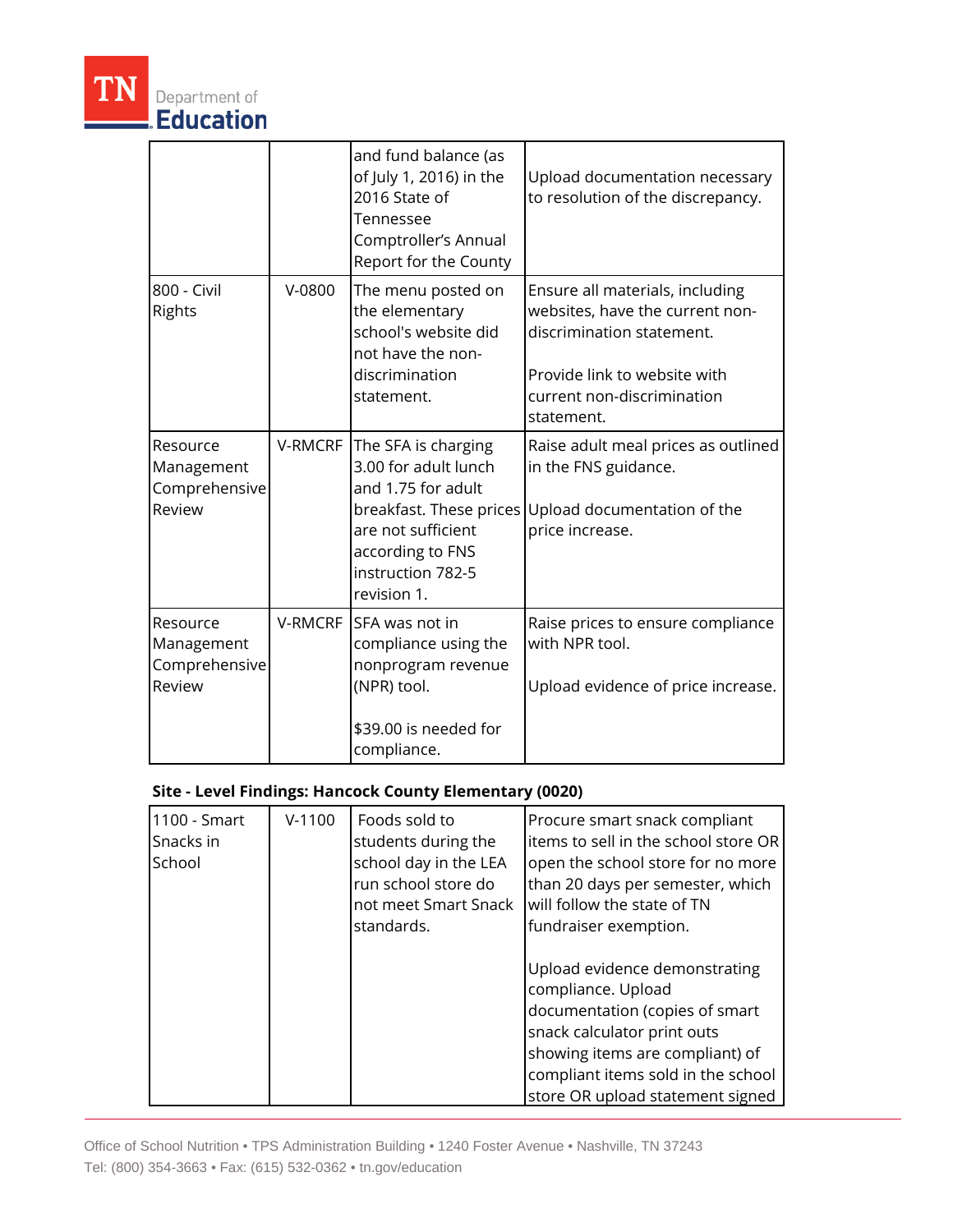| | | | |
|---|---|---|---|
| | | and fund balance (as of July 1, 2016) in the 2016 State of Tennessee Comptroller's Annual Report for the County | Upload documentation necessary to resolution of the discrepancy. |
| 800 - Civil Rights | V-0800 | The menu posted on the elementary school's website did not have the non-discrimination statement. | Ensure all materials, including websites, have the current non-discrimination statement.<br><br>Provide link to website with current non-discrimination statement. |
| Resource Management Comprehensive Review | V-RMCRF | The SFA is charging 3.00 for adult lunch and 1.75 for adult breakfast. These prices are not sufficient according to FNS instruction 782-5 revision 1. | Raise adult meal prices as outlined in the FNS guidance.<br><br>Upload documentation of the price increase. |
| Resource Management Comprehensive Review | V-RMCRF | SFA was not in compliance using the nonprogram revenue (NPR) tool.<br><br>$39.00 is needed for compliance. | Raise prices to ensure compliance with NPR tool.<br><br>Upload evidence of price increase. |

**Site - Level Findings: Hancock County Elementary (0020)**

| | | | |
|---|---|---|---|
| 1100 - Smart Snacks in School | V-1100 | Foods sold to students during the school day in the LEA run school store do not meet Smart Snack standards. | Procure smart snack compliant items to sell in the school store OR open the school store for no more than 20 days per semester, which will follow the state of TN fundraiser exemption.<br><br>Upload evidence demonstrating compliance. Upload documentation (copies of smart snack calculator print outs showing items are compliant) of compliant items sold in the school store OR upload statement signed |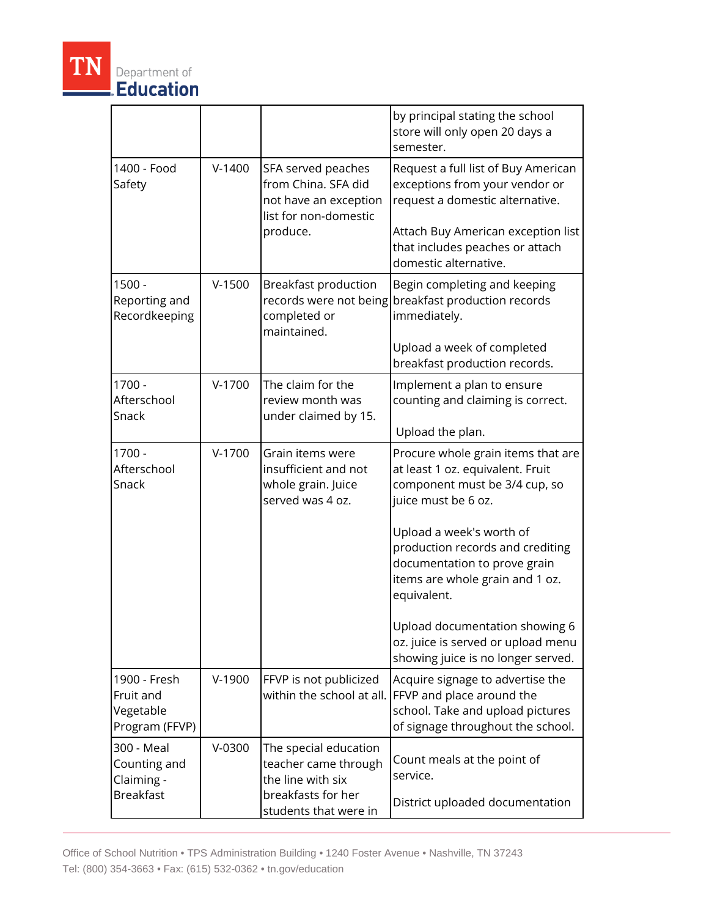| | | | |
|---|---|---|---|
| | | | by principal stating the school store will only open 20 days a semester. |
| 1400 - Food Safety | V-1400 | SFA served peaches from China. SFA did not have an exception list for non-domestic produce. | Request a full list of Buy American exceptions from your vendor or request a domestic alternative.<br><br>Attach Buy American exception list that includes peaches or attach domestic alternative. |
| 1500 - Reporting and Recordkeeping | V-1500 | Breakfast production records were not being completed or maintained. | Begin completing and keeping breakfast production records immediately.<br><br>Upload a week of completed breakfast production records. |
| 1700 - Afterschool Snack | V-1700 | The claim for the review month was under claimed by 15. | Implement a plan to ensure counting and claiming is correct.<br><br>Upload the plan. |
| 1700 - Afterschool Snack | V-1700 | Grain items were insufficient and not whole grain. Juice served was 4 oz. | Procure whole grain items that are at least 1 oz. equivalent. Fruit component must be 3/4 cup, so juice must be 6 oz.<br><br>Upload a week's worth of production records and crediting documentation to prove grain items are whole grain and 1 oz. equivalent.<br><br>Upload documentation showing 6 oz. juice is served or upload menu showing juice is no longer served. |
| 1900 - Fresh Fruit and Vegetable Program (FFVP) | V-1900 | FFVP is not publicized within the school at all. | Acquire signage to advertise the FFVP and place around the school. Take and upload pictures of signage throughout the school. |
| 300 - Meal Counting and Claiming - Breakfast | V-0300 | The special education teacher came through the line with six breakfasts for her students that were in | Count meals at the point of service.<br><br>District uploaded documentation |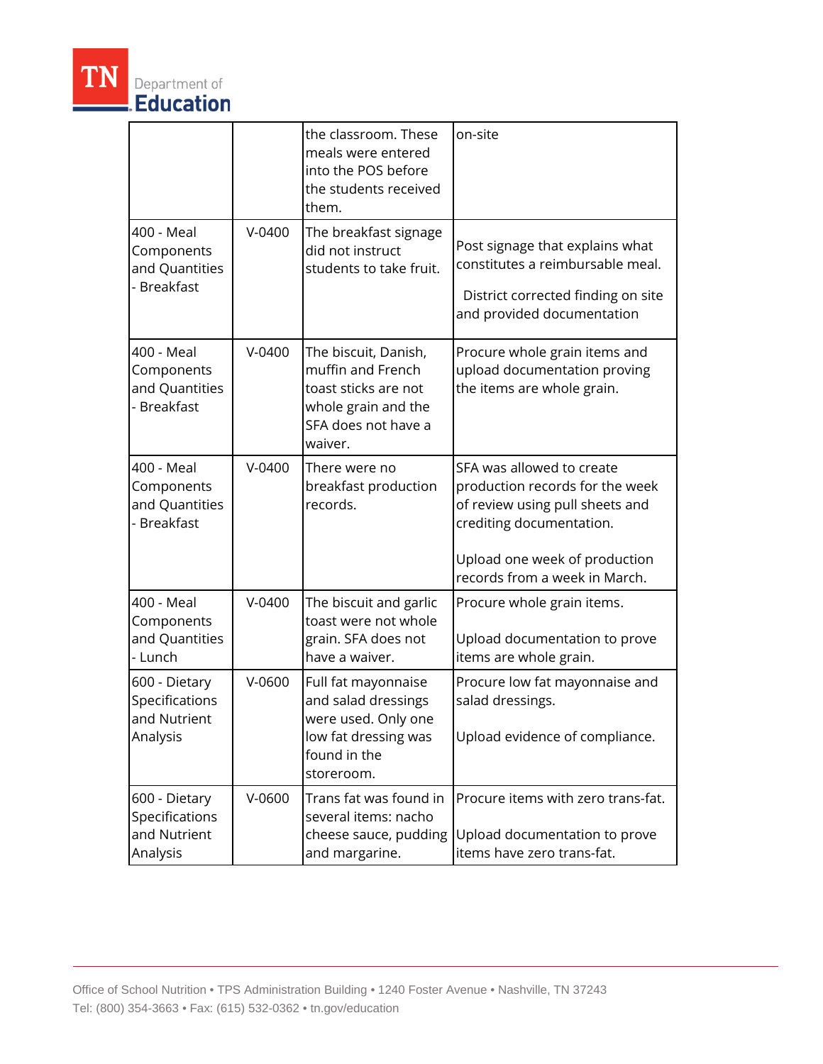| | | | |
|---|---|---|---|
| | | the classroom. These meals were entered into the POS before the students received them. | on-site |
| 400 - Meal Components and Quantities - Breakfast | V-0400 | The breakfast signage did not instruct students to take fruit. | Post signage that explains what constitutes a reimbursable meal.<br><br>District corrected finding on site and provided documentation |
| 400 - Meal Components and Quantities - Breakfast | V-0400 | The biscuit, Danish, muffin and French toast sticks are not whole grain and the SFA does not have a waiver. | Procure whole grain items and upload documentation proving the items are whole grain. |
| 400 - Meal Components and Quantities - Breakfast | V-0400 | There were no breakfast production records. | SFA was allowed to create production records for the week of review using pull sheets and crediting documentation.<br><br>Upload one week of production records from a week in March. |
| 400 - Meal Components and Quantities - Lunch | V-0400 | The biscuit and garlic toast were not whole grain. SFA does not have a waiver. | Procure whole grain items.<br><br>Upload documentation to prove items are whole grain. |
| 600 - Dietary Specifications and Nutrient Analysis | V-0600 | Full fat mayonnaise and salad dressings were used. Only one low fat dressing was found in the storeroom. | Procure low fat mayonnaise and salad dressings.<br><br>Upload evidence of compliance. |
| 600 - Dietary Specifications and Nutrient Analysis | V-0600 | Trans fat was found in several items: nacho cheese sauce, pudding and margarine. | Procure items with zero trans-fat.<br><br>Upload documentation to prove items have zero trans-fat. |